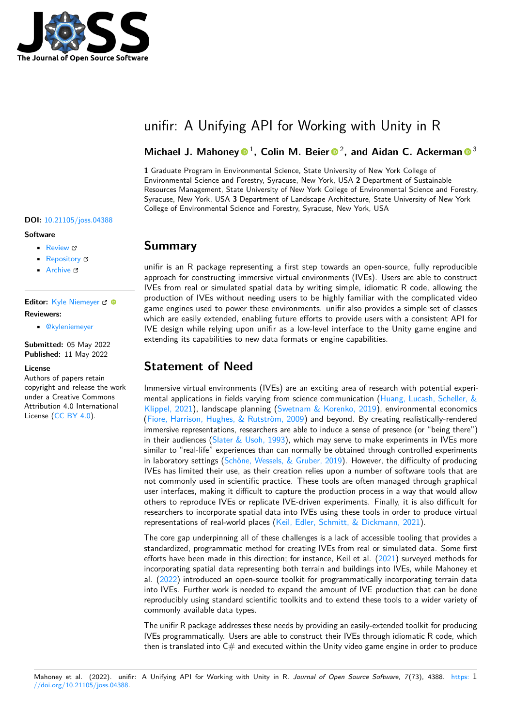# unifir: A Unifying API for Working with Unity in R

**Michael J. Mahoney**[1], **Colin M. Beier**[2], **and Aidan C. Ackerman**[3]

**1** Graduate Program in Environmental Science, State University of New York College of Environmental Science and Forestry, Syracuse, New York, USA **2** Department of Sustainable Resources Management, State University of New York College of Environmental Science and Forestry, Syracuse, New York, USA **3** Department of Landscape Architecture, State University of New York College of Environmental Science and Forestry, Syracuse, New York, USA

**DOI:** 10.21105/joss.04388

**Software**

- Review
- Repository
- Archive

**Editor:** Kyle Niemeyer

**Reviewers:**

- @kyleniemeyer

**Submitted:** 05 May 2022
**Published:** 11 May 2022

**License**
Authors of papers retain copyright and release the work under a Creative Commons Attribution 4.0 International License (CC BY 4.0).

## Summary

unifir is an R package representing a first step towards an open-source, fully reproducible approach for constructing immersive virtual environments (IVEs). Users are able to construct IVEs from real or simulated spatial data by writing simple, idiomatic R code, allowing the production of IVEs without needing users to be highly familiar with the complicated video game engines used to power these environments. unifir also provides a simple set of classes which are easily extended, enabling future efforts to provide users with a consistent API for IVE design while relying upon unifir as a low-level interface to the Unity game engine and extending its capabilities to new data formats or engine capabilities.

## Statement of Need

Immersive virtual environments (IVEs) are an exciting area of research with potential experimental applications in fields varying from science communication (Huang, Lucash, Scheller, & Klippel, 2021), landscape planning (Swetnam & Korenko, 2019), environmental economics (Fiore, Harrison, Hughes, & Rutström, 2009) and beyond. By creating realistically-rendered immersive representations, researchers are able to induce a sense of presence (or "being there") in their audiences (Slater & Usoh, 1993), which may serve to make experiments in IVEs more similar to "real-life" experiences than can normally be obtained through controlled experiments in laboratory settings (Schöne, Wessels, & Gruber, 2019). However, the difficulty of producing IVEs has limited their use, as their creation relies upon a number of software tools that are not commonly used in scientific practice. These tools are often managed through graphical user interfaces, making it difficult to capture the production process in a way that would allow others to reproduce IVEs or replicate IVE-driven experiments. Finally, it is also difficult for researchers to incorporate spatial data into IVEs using these tools in order to produce virtual representations of real-world places (Keil, Edler, Schmitt, & Dickmann, 2021).

The core gap underpinning all of these challenges is a lack of accessible tooling that provides a standardized, programmatic method for creating IVEs from real or simulated data. Some first efforts have been made in this direction; for instance, Keil et al. (2021) surveyed methods for incorporating spatial data representing both terrain and buildings into IVEs, while Mahoney et al. (2022) introduced an open-source toolkit for programmatically incorporating terrain data into IVEs. Further work is needed to expand the amount of IVE production that can be done reproducibly using standard scientific toolkits and to extend these tools to a wider variety of commonly available data types.

The unifir R package addresses these needs by providing an easily-extended toolkit for producing IVEs programmatically. Users are able to construct their IVEs through idiomatic R code, which then is translated into C# and executed within the Unity video game engine in order to produce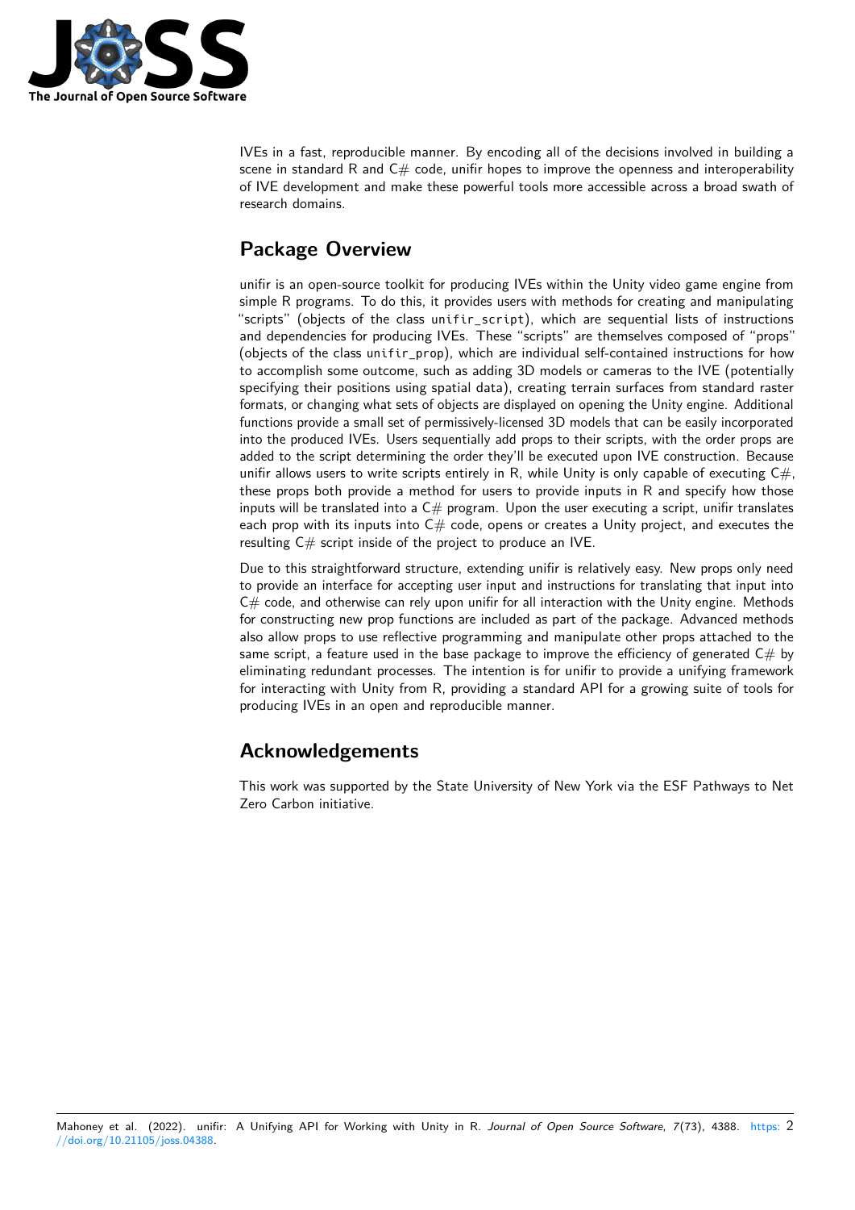IVEs in a fast, reproducible manner. By encoding all of the decisions involved in building a scene in standard R and C# code, unifir hopes to improve the openness and interoperability of IVE development and make these powerful tools more accessible across a broad swath of research domains.

## Package Overview

unifir is an open-source toolkit for producing IVEs within the Unity video game engine from simple R programs. To do this, it provides users with methods for creating and manipulating "scripts" (objects of the class `unifir_script`), which are sequential lists of instructions and dependencies for producing IVEs. These "scripts" are themselves composed of "props" (objects of the class `unifir_prop`), which are individual self-contained instructions for how to accomplish some outcome, such as adding 3D models or cameras to the IVE (potentially specifying their positions using spatial data), creating terrain surfaces from standard raster formats, or changing what sets of objects are displayed on opening the Unity engine. Additional functions provide a small set of permissively-licensed 3D models that can be easily incorporated into the produced IVEs. Users sequentially add props to their scripts, with the order props are added to the script determining the order they'll be executed upon IVE construction. Because unifir allows users to write scripts entirely in R, while Unity is only capable of executing C#, these props both provide a method for users to provide inputs in R and specify how those inputs will be translated into a C# program. Upon the user executing a script, unifir translates each prop with its inputs into C# code, opens or creates a Unity project, and executes the resulting C# script inside of the project to produce an IVE.

Due to this straightforward structure, extending unifir is relatively easy. New props only need to provide an interface for accepting user input and instructions for translating that input into C# code, and otherwise can rely upon unifir for all interaction with the Unity engine. Methods for constructing new prop functions are included as part of the package. Advanced methods also allow props to use reflective programming and manipulate other props attached to the same script, a feature used in the base package to improve the efficiency of generated C# by eliminating redundant processes. The intention is for unifir to provide a unifying framework for interacting with Unity from R, providing a standard API for a growing suite of tools for producing IVEs in an open and reproducible manner.

## Acknowledgements

This work was supported by the State University of New York via the ESF Pathways to Net Zero Carbon initiative.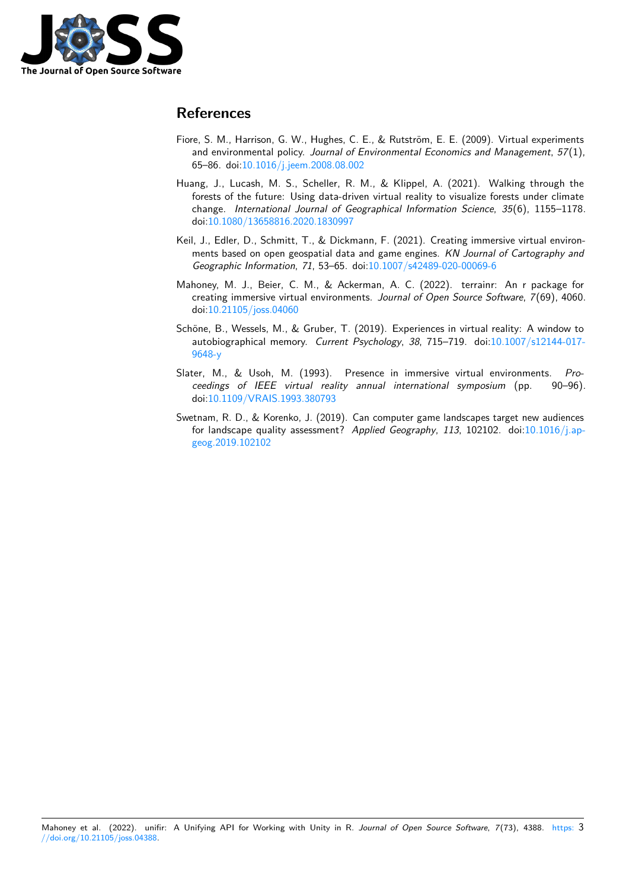## References

Fiore, S. M., Harrison, G. W., Hughes, C. E., & Rutström, E. E. (2009). Virtual experiments and environmental policy. *Journal of Environmental Economics and Management*, *57*(1), 65–86. doi:10.1016/j.jeem.2008.08.002

Huang, J., Lucash, M. S., Scheller, R. M., & Klippel, A. (2021). Walking through the forests of the future: Using data-driven virtual reality to visualize forests under climate change. *International Journal of Geographical Information Science*, *35*(6), 1155–1178. doi:10.1080/13658816.2020.1830997

Keil, J., Edler, D., Schmitt, T., & Dickmann, F. (2021). Creating immersive virtual environments based on open geospatial data and game engines. *KN Journal of Cartography and Geographic Information*, *71*, 53–65. doi:10.1007/s42489-020-00069-6

Mahoney, M. J., Beier, C. M., & Ackerman, A. C. (2022). terrainr: An r package for creating immersive virtual environments. *Journal of Open Source Software*, *7*(69), 4060. doi:10.21105/joss.04060

Schöne, B., Wessels, M., & Gruber, T. (2019). Experiences in virtual reality: A window to autobiographical memory. *Current Psychology*, *38*, 715–719. doi:10.1007/s12144-017-9648-y

Slater, M., & Usoh, M. (1993). Presence in immersive virtual environments. *Proceedings of IEEE virtual reality annual international symposium* (pp. 90–96). doi:10.1109/VRAIS.1993.380793

Swetnam, R. D., & Korenko, J. (2019). Can computer game landscapes target new audiences for landscape quality assessment? *Applied Geography*, *113*, 102102. doi:10.1016/j.apgeog.2019.102102